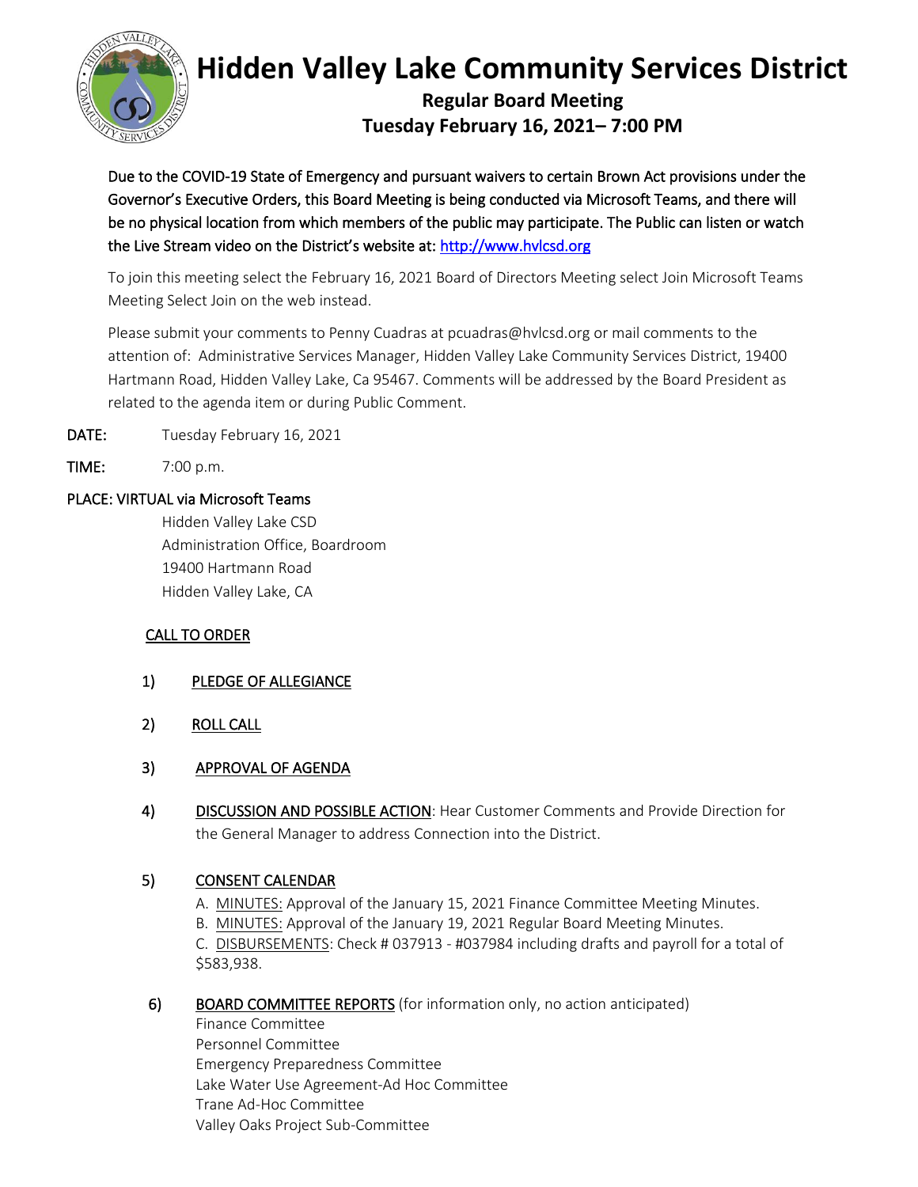# Hidden Valley Lake Community Services District

## Regular Board Meeting
## Tuesday February 16, 2021– 7:00 PM

Due to the COVID-19 State of Emergency and pursuant waivers to certain Brown Act provisions under the Governor's Executive Orders, this Board Meeting is being conducted via Microsoft Teams, and there will be no physical location from which members of the public may participate. The Public can listen or watch the Live Stream video on the District's website at: http://www.hvlcsd.org

To join this meeting select the February 16, 2021 Board of Directors Meeting select Join Microsoft Teams Meeting Select Join on the web instead.

Please submit your comments to Penny Cuadras at pcuadras@hvlcsd.org or mail comments to the attention of: Administrative Services Manager, Hidden Valley Lake Community Services District, 19400 Hartmann Road, Hidden Valley Lake, Ca 95467. Comments will be addressed by the Board President as related to the agenda item or during Public Comment.

**DATE:** Tuesday February 16, 2021

**TIME:** 7:00 p.m.

**PLACE: VIRTUAL via Microsoft Teams**
Hidden Valley Lake CSD
Administration Office, Boardroom
19400 Hartmann Road
Hidden Valley Lake, CA

CALL TO ORDER

1) PLEDGE OF ALLEGIANCE

2) ROLL CALL

3) APPROVAL OF AGENDA

4) DISCUSSION AND POSSIBLE ACTION: Hear Customer Comments and Provide Direction for the General Manager to address Connection into the District.

5) CONSENT CALENDAR
   A. MINUTES: Approval of the January 15, 2021 Finance Committee Meeting Minutes.
   B. MINUTES: Approval of the January 19, 2021 Regular Board Meeting Minutes.
   C. DISBURSEMENTS: Check # 037913 - #037984 including drafts and payroll for a total of $583,938.

6) BOARD COMMITTEE REPORTS (for information only, no action anticipated)
   Finance Committee
   Personnel Committee
   Emergency Preparedness Committee
   Lake Water Use Agreement-Ad Hoc Committee
   Trane Ad-Hoc Committee
   Valley Oaks Project Sub-Committee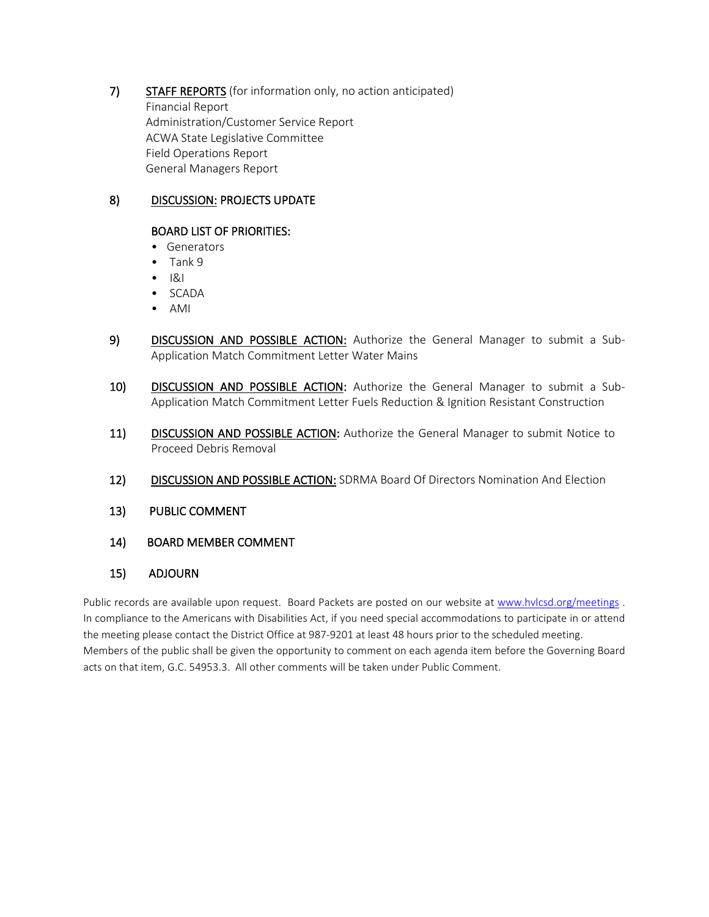7) **STAFF REPORTS** (for information only, no action anticipated)
Financial Report
Administration/Customer Service Report
ACWA State Legislative Committee
Field Operations Report
General Managers Report

8) **DISCUSSION: PROJECTS UPDATE**

**BOARD LIST OF PRIORITIES:**

- Generators
- Tank 9
- I&I
- SCADA
- AMI

9) **DISCUSSION AND POSSIBLE ACTION:** Authorize the General Manager to submit a Sub-Application Match Commitment Letter Water Mains

10) **DISCUSSION AND POSSIBLE ACTION:** Authorize the General Manager to submit a Sub-Application Match Commitment Letter Fuels Reduction & Ignition Resistant Construction

11) **DISCUSSION AND POSSIBLE ACTION:** Authorize the General Manager to submit Notice to Proceed Debris Removal

12) **DISCUSSION AND POSSIBLE ACTION:** SDRMA Board Of Directors Nomination And Election

13) PUBLIC COMMENT

14) BOARD MEMBER COMMENT

15) ADJOURN

Public records are available upon request. Board Packets are posted on our website at www.hvlcsd.org/meetings . In compliance to the Americans with Disabilities Act, if you need special accommodations to participate in or attend the meeting please contact the District Office at 987-9201 at least 48 hours prior to the scheduled meeting. Members of the public shall be given the opportunity to comment on each agenda item before the Governing Board acts on that item, G.C. 54953.3. All other comments will be taken under Public Comment.